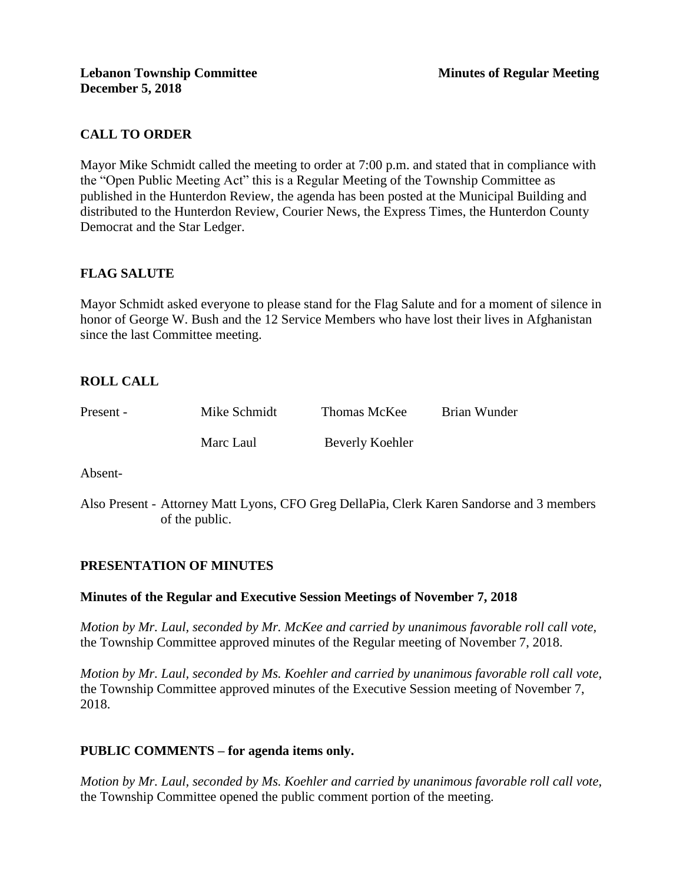**Lebanon Township Committee** **Minutes of Regular Meeting**
**December 5, 2018**

## CALL TO ORDER

Mayor Mike Schmidt called the meeting to order at 7:00 p.m. and stated that in compliance with the "Open Public Meeting Act" this is a Regular Meeting of the Township Committee as published in the Hunterdon Review, the agenda has been posted at the Municipal Building and distributed to the Hunterdon Review, Courier News, the Express Times, the Hunterdon County Democrat and the Star Ledger.

## FLAG SALUTE

Mayor Schmidt asked everyone to please stand for the Flag Salute and for a moment of silence in honor of George W. Bush and the 12 Service Members who have lost their lives in Afghanistan since the last Committee meeting.

## ROLL CALL

Present - Mike Schmidt Thomas McKee Brian Wunder

Marc Laul Beverly Koehler

Absent-

Also Present - Attorney Matt Lyons, CFO Greg DellaPia, Clerk Karen Sandorse and 3 members of the public.

## PRESENTATION OF MINUTES

**Minutes of the Regular and Executive Session Meetings of November 7, 2018**

*Motion by Mr. Laul, seconded by Mr. McKee and carried by unanimous favorable roll call vote,* the Township Committee approved minutes of the Regular meeting of November 7, 2018.

*Motion by Mr. Laul, seconded by Ms. Koehler and carried by unanimous favorable roll call vote,* the Township Committee approved minutes of the Executive Session meeting of November 7, 2018.

## PUBLIC COMMENTS – for agenda items only.

*Motion by Mr. Laul, seconded by Ms. Koehler and carried by unanimous favorable roll call vote,* the Township Committee opened the public comment portion of the meeting.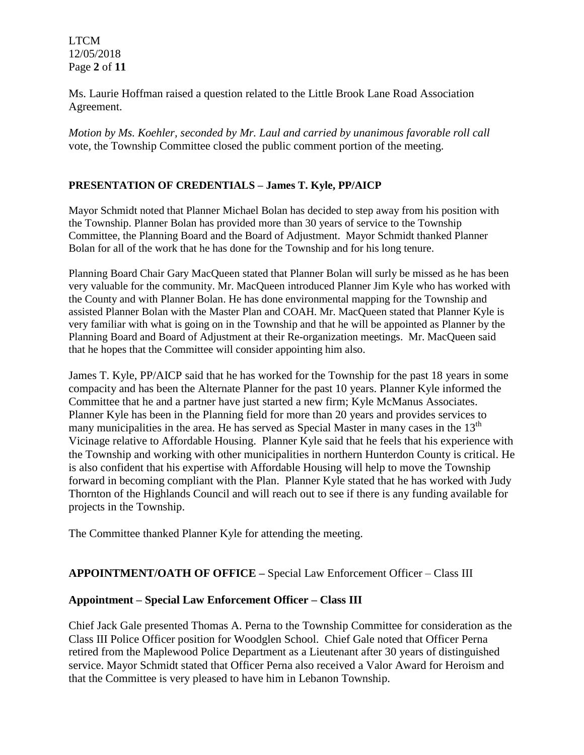Ms. Laurie Hoffman raised a question related to the Little Brook Lane Road Association Agreement.

*Motion by Ms. Koehler, seconded by Mr. Laul and carried by unanimous favorable roll call* vote, the Township Committee closed the public comment portion of the meeting.

**PRESENTATION OF CREDENTIALS – James T. Kyle, PP/AICP**

Mayor Schmidt noted that Planner Michael Bolan has decided to step away from his position with the Township. Planner Bolan has provided more than 30 years of service to the Township Committee, the Planning Board and the Board of Adjustment. Mayor Schmidt thanked Planner Bolan for all of the work that he has done for the Township and for his long tenure.

Planning Board Chair Gary MacQueen stated that Planner Bolan will surly be missed as he has been very valuable for the community. Mr. MacQueen introduced Planner Jim Kyle who has worked with the County and with Planner Bolan. He has done environmental mapping for the Township and assisted Planner Bolan with the Master Plan and COAH. Mr. MacQueen stated that Planner Kyle is very familiar with what is going on in the Township and that he will be appointed as Planner by the Planning Board and Board of Adjustment at their Re-organization meetings. Mr. MacQueen said that he hopes that the Committee will consider appointing him also.

James T. Kyle, PP/AICP said that he has worked for the Township for the past 18 years in some compacity and has been the Alternate Planner for the past 10 years. Planner Kyle informed the Committee that he and a partner have just started a new firm; Kyle McManus Associates. Planner Kyle has been in the Planning field for more than 20 years and provides services to many municipalities in the area. He has served as Special Master in many cases in the 13th Vicinage relative to Affordable Housing. Planner Kyle said that he feels that his experience with the Township and working with other municipalities in northern Hunterdon County is critical. He is also confident that his expertise with Affordable Housing will help to move the Township forward in becoming compliant with the Plan. Planner Kyle stated that he has worked with Judy Thornton of the Highlands Council and will reach out to see if there is any funding available for projects in the Township.

The Committee thanked Planner Kyle for attending the meeting.

**APPOINTMENT/OATH OF OFFICE –** Special Law Enforcement Officer – Class III

**Appointment – Special Law Enforcement Officer – Class III**

Chief Jack Gale presented Thomas A. Perna to the Township Committee for consideration as the Class III Police Officer position for Woodglen School. Chief Gale noted that Officer Perna retired from the Maplewood Police Department as a Lieutenant after 30 years of distinguished service. Mayor Schmidt stated that Officer Perna also received a Valor Award for Heroism and that the Committee is very pleased to have him in Lebanon Township.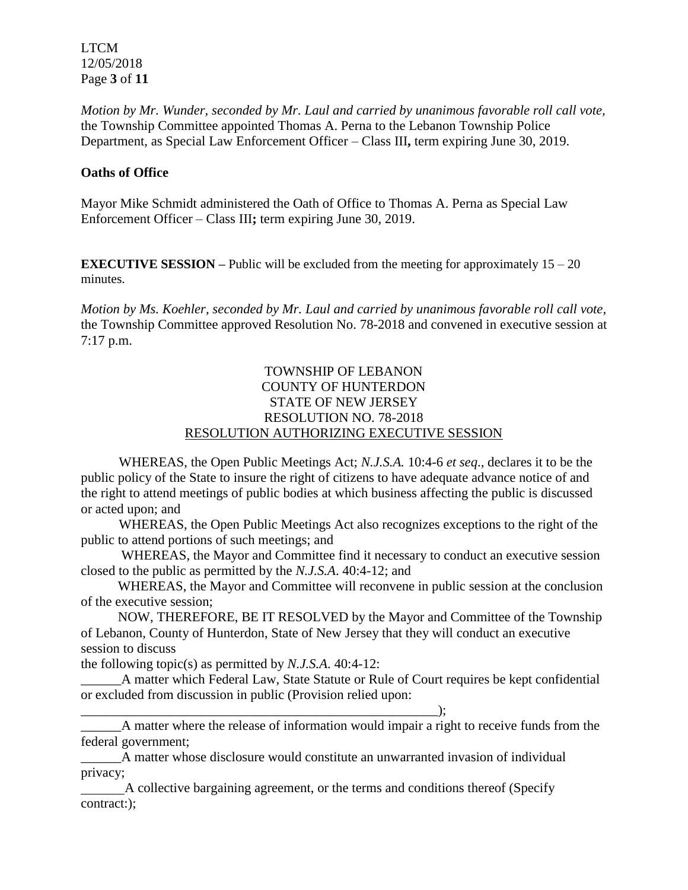*Motion by Mr. Wunder, seconded by Mr. Laul and carried by unanimous favorable roll call vote,* the Township Committee appointed Thomas A. Perna to the Lebanon Township Police Department, as Special Law Enforcement Officer – Class III**,** term expiring June 30, 2019.

**Oaths of Office**

Mayor Mike Schmidt administered the Oath of Office to Thomas A. Perna as Special Law Enforcement Officer – Class III**;** term expiring June 30, 2019.

**EXECUTIVE SESSION –** Public will be excluded from the meeting for approximately 15 – 20 minutes.

*Motion by Ms. Koehler, seconded by Mr. Laul and carried by unanimous favorable roll call vote,* the Township Committee approved Resolution No. 78-2018 and convened in executive session at 7:17 p.m.

TOWNSHIP OF LEBANON
COUNTY OF HUNTERDON
STATE OF NEW JERSEY
RESOLUTION NO. 78-2018
RESOLUTION AUTHORIZING EXECUTIVE SESSION

WHEREAS, the Open Public Meetings Act; *N.J.S.A.* 10:4-6 *et seq*., declares it to be the public policy of the State to insure the right of citizens to have adequate advance notice of and the right to attend meetings of public bodies at which business affecting the public is discussed or acted upon; and

WHEREAS, the Open Public Meetings Act also recognizes exceptions to the right of the public to attend portions of such meetings; and

WHEREAS, the Mayor and Committee find it necessary to conduct an executive session closed to the public as permitted by the *N.J.S.A*. 40:4-12; and

WHEREAS, the Mayor and Committee will reconvene in public session at the conclusion of the executive session;

NOW, THEREFORE, BE IT RESOLVED by the Mayor and Committee of the Township of Lebanon, County of Hunterdon, State of New Jersey that they will conduct an executive session to discuss

the following topic(s) as permitted by *N.J.S.A*. 40:4-12:

______A matter which Federal Law, State Statute or Rule of Court requires be kept confidential or excluded from discussion in public (Provision relied upon: _________________________________________________________);

______A matter where the release of information would impair a right to receive funds from the federal government;

______A matter whose disclosure would constitute an unwarranted invasion of individual privacy;

______A collective bargaining agreement, or the terms and conditions thereof (Specify contract:);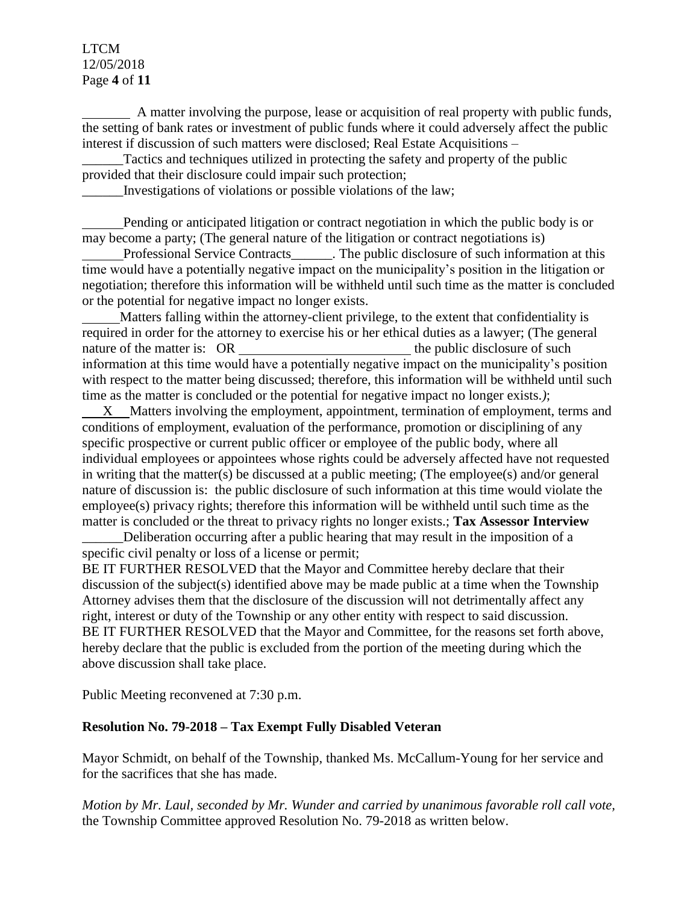\_\_\_\_\_\_\_ A matter involving the purpose, lease or acquisition of real property with public funds, the setting of bank rates or investment of public funds where it could adversely affect the public interest if discussion of such matters were disclosed; Real Estate Acquisitions –

\_\_\_\_\_\_Tactics and techniques utilized in protecting the safety and property of the public provided that their disclosure could impair such protection;

\_\_\_\_\_\_Investigations of violations or possible violations of the law;

\_\_\_\_\_\_Pending or anticipated litigation or contract negotiation in which the public body is or may become a party; (The general nature of the litigation or contract negotiations is)

\_\_\_\_\_\_Professional Service Contracts\_\_\_\_\_\_. The public disclosure of such information at this time would have a potentially negative impact on the municipality's position in the litigation or negotiation; therefore this information will be withheld until such time as the matter is concluded or the potential for negative impact no longer exists.

\_\_\_\_\_Matters falling within the attorney-client privilege, to the extent that confidentiality is required in order for the attorney to exercise his or her ethical duties as a lawyer; (The general nature of the matter is: OR \_\_\_\_\_\_\_\_\_\_\_\_\_\_\_\_\_\_\_\_\_\_\_\_\_ the public disclosure of such information at this time would have a potentially negative impact on the municipality's position with respect to the matter being discussed; therefore, this information will be withheld until such time as the matter is concluded or the potential for negative impact no longer exists.*)*;

\_\_X\_\_Matters involving the employment, appointment, termination of employment, terms and conditions of employment, evaluation of the performance, promotion or disciplining of any specific prospective or current public officer or employee of the public body, where all individual employees or appointees whose rights could be adversely affected have not requested in writing that the matter(s) be discussed at a public meeting; (The employee(s) and/or general nature of discussion is: the public disclosure of such information at this time would violate the employee(s) privacy rights; therefore this information will be withheld until such time as the matter is concluded or the threat to privacy rights no longer exists.; **Tax Assessor Interview**

\_\_\_\_\_\_Deliberation occurring after a public hearing that may result in the imposition of a specific civil penalty or loss of a license or permit;

BE IT FURTHER RESOLVED that the Mayor and Committee hereby declare that their discussion of the subject(s) identified above may be made public at a time when the Township Attorney advises them that the disclosure of the discussion will not detrimentally affect any right, interest or duty of the Township or any other entity with respect to said discussion.

BE IT FURTHER RESOLVED that the Mayor and Committee, for the reasons set forth above, hereby declare that the public is excluded from the portion of the meeting during which the above discussion shall take place.

Public Meeting reconvened at 7:30 p.m.

**Resolution No. 79-2018 – Tax Exempt Fully Disabled Veteran**

Mayor Schmidt, on behalf of the Township, thanked Ms. McCallum-Young for her service and for the sacrifices that she has made.

*Motion by Mr. Laul, seconded by Mr. Wunder and carried by unanimous favorable roll call vote,* the Township Committee approved Resolution No. 79-2018 as written below.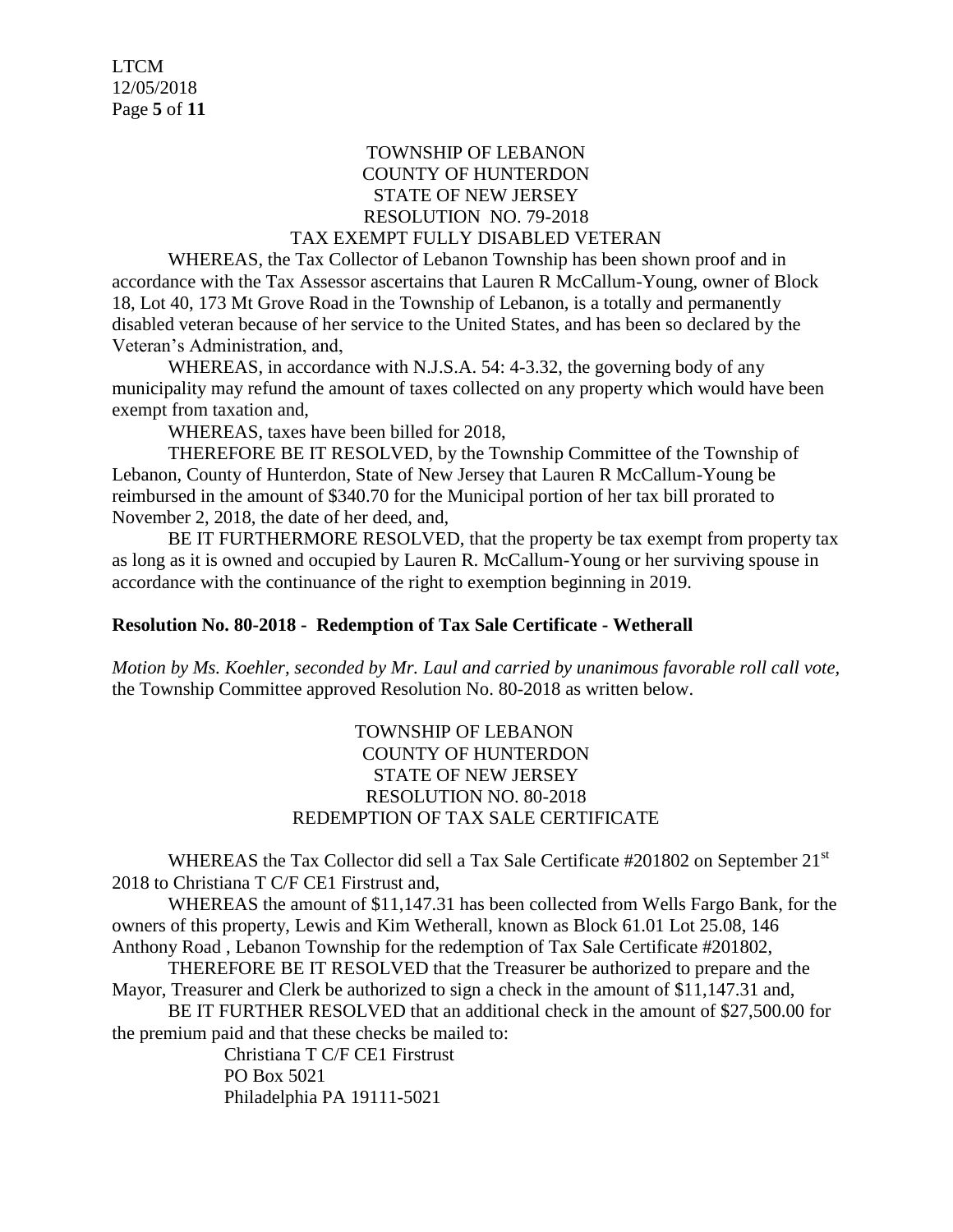TOWNSHIP OF LEBANON
COUNTY OF HUNTERDON
STATE OF NEW JERSEY
RESOLUTION NO. 79-2018
TAX EXEMPT FULLY DISABLED VETERAN

WHEREAS, the Tax Collector of Lebanon Township has been shown proof and in accordance with the Tax Assessor ascertains that Lauren R McCallum-Young, owner of Block 18, Lot 40, 173 Mt Grove Road in the Township of Lebanon, is a totally and permanently disabled veteran because of her service to the United States, and has been so declared by the Veteran's Administration, and,

WHEREAS, in accordance with N.J.S.A. 54: 4-3.32, the governing body of any municipality may refund the amount of taxes collected on any property which would have been exempt from taxation and,

WHEREAS, taxes have been billed for 2018,

THEREFORE BE IT RESOLVED, by the Township Committee of the Township of Lebanon, County of Hunterdon, State of New Jersey that Lauren R McCallum-Young be reimbursed in the amount of $340.70 for the Municipal portion of her tax bill prorated to November 2, 2018, the date of her deed, and,

BE IT FURTHERMORE RESOLVED, that the property be tax exempt from property tax as long as it is owned and occupied by Lauren R. McCallum-Young or her surviving spouse in accordance with the continuance of the right to exemption beginning in 2019.

**Resolution No. 80-2018 - Redemption of Tax Sale Certificate - Wetherall**

*Motion by Ms. Koehler, seconded by Mr. Laul and carried by unanimous favorable roll call vote,* the Township Committee approved Resolution No. 80-2018 as written below.

TOWNSHIP OF LEBANON
COUNTY OF HUNTERDON
STATE OF NEW JERSEY
RESOLUTION NO. 80-2018
REDEMPTION OF TAX SALE CERTIFICATE

WHEREAS the Tax Collector did sell a Tax Sale Certificate #201802 on September 21st 2018 to Christiana T C/F CE1 Firstrust and,

WHEREAS the amount of $11,147.31 has been collected from Wells Fargo Bank, for the owners of this property, Lewis and Kim Wetherall, known as Block 61.01 Lot 25.08, 146 Anthony Road , Lebanon Township for the redemption of Tax Sale Certificate #201802,

THEREFORE BE IT RESOLVED that the Treasurer be authorized to prepare and the Mayor, Treasurer and Clerk be authorized to sign a check in the amount of $11,147.31 and,

BE IT FURTHER RESOLVED that an additional check in the amount of $27,500.00 for the premium paid and that these checks be mailed to:

Christiana T C/F CE1 Firstrust
PO Box 5021
Philadelphia PA 19111-5021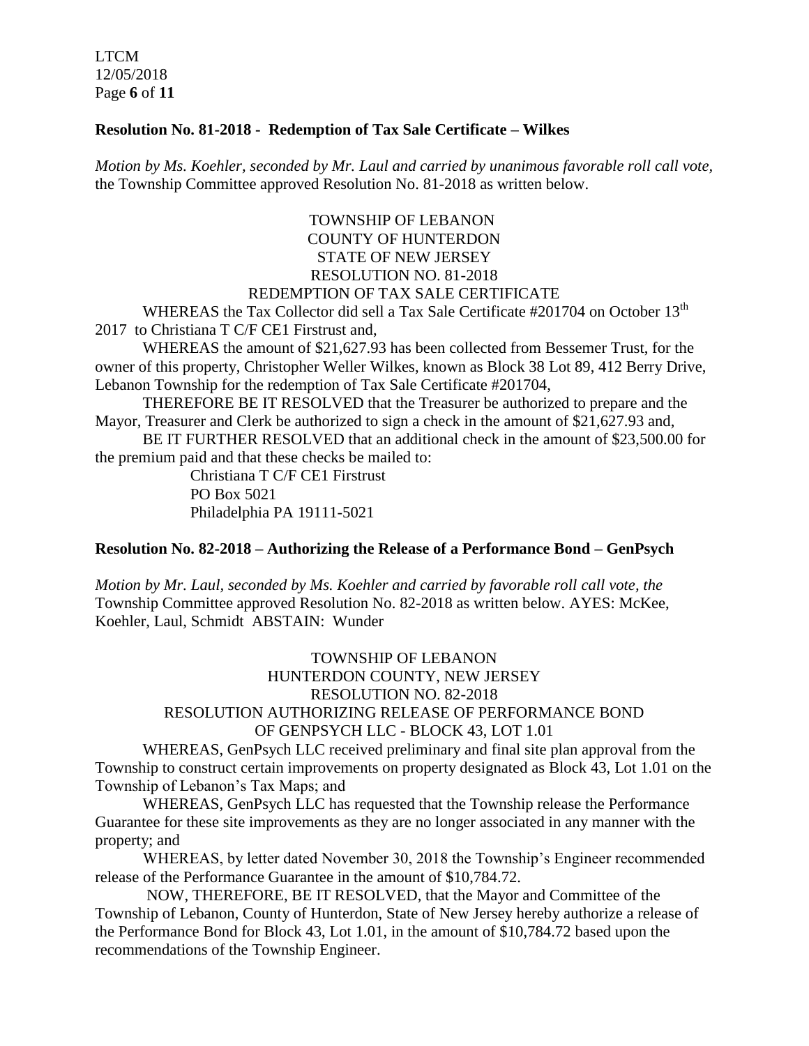**Resolution No. 81-2018 - Redemption of Tax Sale Certificate – Wilkes**

*Motion by Ms. Koehler, seconded by Mr. Laul and carried by unanimous favorable roll call vote,* the Township Committee approved Resolution No. 81-2018 as written below.

TOWNSHIP OF LEBANON
COUNTY OF HUNTERDON
STATE OF NEW JERSEY
RESOLUTION NO. 81-2018
REDEMPTION OF TAX SALE CERTIFICATE

WHEREAS the Tax Collector did sell a Tax Sale Certificate #201704 on October 13th 2017 to Christiana T C/F CE1 Firstrust and,

WHEREAS the amount of $21,627.93 has been collected from Bessemer Trust, for the owner of this property, Christopher Weller Wilkes, known as Block 38 Lot 89, 412 Berry Drive, Lebanon Township for the redemption of Tax Sale Certificate #201704,

THEREFORE BE IT RESOLVED that the Treasurer be authorized to prepare and the Mayor, Treasurer and Clerk be authorized to sign a check in the amount of $21,627.93 and,

BE IT FURTHER RESOLVED that an additional check in the amount of $23,500.00 for the premium paid and that these checks be mailed to:

Christiana T C/F CE1 Firstrust
PO Box 5021
Philadelphia PA 19111-5021

**Resolution No. 82-2018 – Authorizing the Release of a Performance Bond – GenPsych**

*Motion by Mr. Laul, seconded by Ms. Koehler and carried by favorable roll call vote, the* Township Committee approved Resolution No. 82-2018 as written below. AYES: McKee, Koehler, Laul, Schmidt ABSTAIN: Wunder

TOWNSHIP OF LEBANON
HUNTERDON COUNTY, NEW JERSEY
RESOLUTION NO. 82-2018
RESOLUTION AUTHORIZING RELEASE OF PERFORMANCE BOND
OF GENPSYCH LLC - BLOCK 43, LOT 1.01

WHEREAS, GenPsych LLC received preliminary and final site plan approval from the Township to construct certain improvements on property designated as Block 43, Lot 1.01 on the Township of Lebanon's Tax Maps; and

WHEREAS, GenPsych LLC has requested that the Township release the Performance Guarantee for these site improvements as they are no longer associated in any manner with the property; and

WHEREAS, by letter dated November 30, 2018 the Township's Engineer recommended release of the Performance Guarantee in the amount of $10,784.72.

NOW, THEREFORE, BE IT RESOLVED, that the Mayor and Committee of the Township of Lebanon, County of Hunterdon, State of New Jersey hereby authorize a release of the Performance Bond for Block 43, Lot 1.01, in the amount of $10,784.72 based upon the recommendations of the Township Engineer.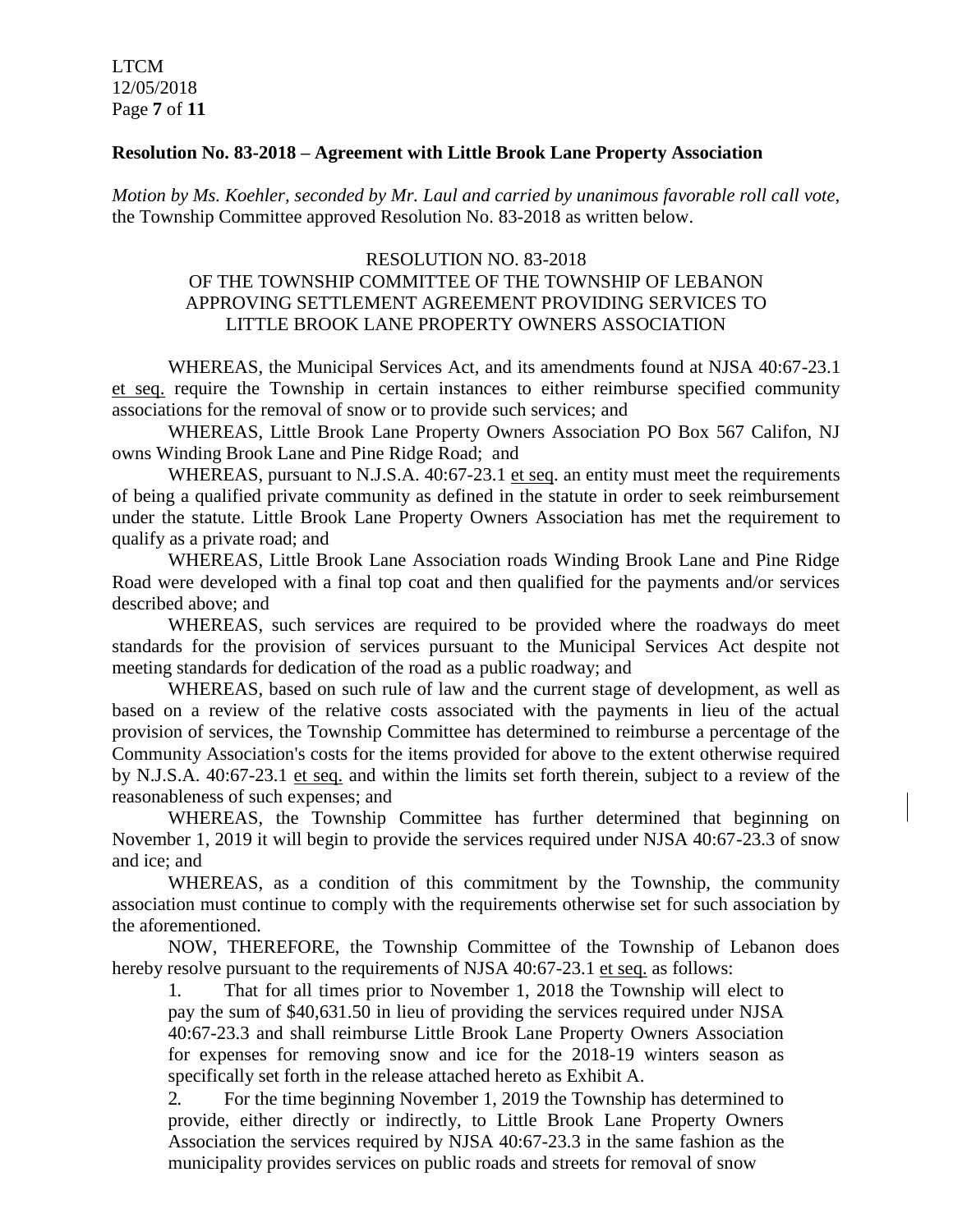**Resolution No. 83-2018 – Agreement with Little Brook Lane Property Association**

*Motion by Ms. Koehler, seconded by Mr. Laul and carried by unanimous favorable roll call vote,* the Township Committee approved Resolution No. 83-2018 as written below.

RESOLUTION NO. 83-2018
OF THE TOWNSHIP COMMITTEE OF THE TOWNSHIP OF LEBANON
APPROVING SETTLEMENT AGREEMENT PROVIDING SERVICES TO
LITTLE BROOK LANE PROPERTY OWNERS ASSOCIATION

WHEREAS, the Municipal Services Act, and its amendments found at NJSA 40:67-23.1 et seq. require the Township in certain instances to either reimburse specified community associations for the removal of snow or to provide such services; and

WHEREAS, Little Brook Lane Property Owners Association PO Box 567 Califon, NJ owns Winding Brook Lane and Pine Ridge Road; and

WHEREAS, pursuant to N.J.S.A. 40:67-23.1 et seq. an entity must meet the requirements of being a qualified private community as defined in the statute in order to seek reimbursement under the statute. Little Brook Lane Property Owners Association has met the requirement to qualify as a private road; and

WHEREAS, Little Brook Lane Association roads Winding Brook Lane and Pine Ridge Road were developed with a final top coat and then qualified for the payments and/or services described above; and

WHEREAS, such services are required to be provided where the roadways do meet standards for the provision of services pursuant to the Municipal Services Act despite not meeting standards for dedication of the road as a public roadway; and

WHEREAS, based on such rule of law and the current stage of development, as well as based on a review of the relative costs associated with the payments in lieu of the actual provision of services, the Township Committee has determined to reimburse a percentage of the Community Association's costs for the items provided for above to the extent otherwise required by N.J.S.A. 40:67-23.1 et seq. and within the limits set forth therein, subject to a review of the reasonableness of such expenses; and

WHEREAS, the Township Committee has further determined that beginning on November 1, 2019 it will begin to provide the services required under NJSA 40:67-23.3 of snow and ice; and

WHEREAS, as a condition of this commitment by the Township, the community association must continue to comply with the requirements otherwise set for such association by the aforementioned.

NOW, THEREFORE, the Township Committee of the Township of Lebanon does hereby resolve pursuant to the requirements of NJSA 40:67-23.1 et seq. as follows:

1. That for all times prior to November 1, 2018 the Township will elect to pay the sum of $40,631.50 in lieu of providing the services required under NJSA 40:67-23.3 and shall reimburse Little Brook Lane Property Owners Association for expenses for removing snow and ice for the 2018-19 winters season as specifically set forth in the release attached hereto as Exhibit A.

2. For the time beginning November 1, 2019 the Township has determined to provide, either directly or indirectly, to Little Brook Lane Property Owners Association the services required by NJSA 40:67-23.3 in the same fashion as the municipality provides services on public roads and streets for removal of snow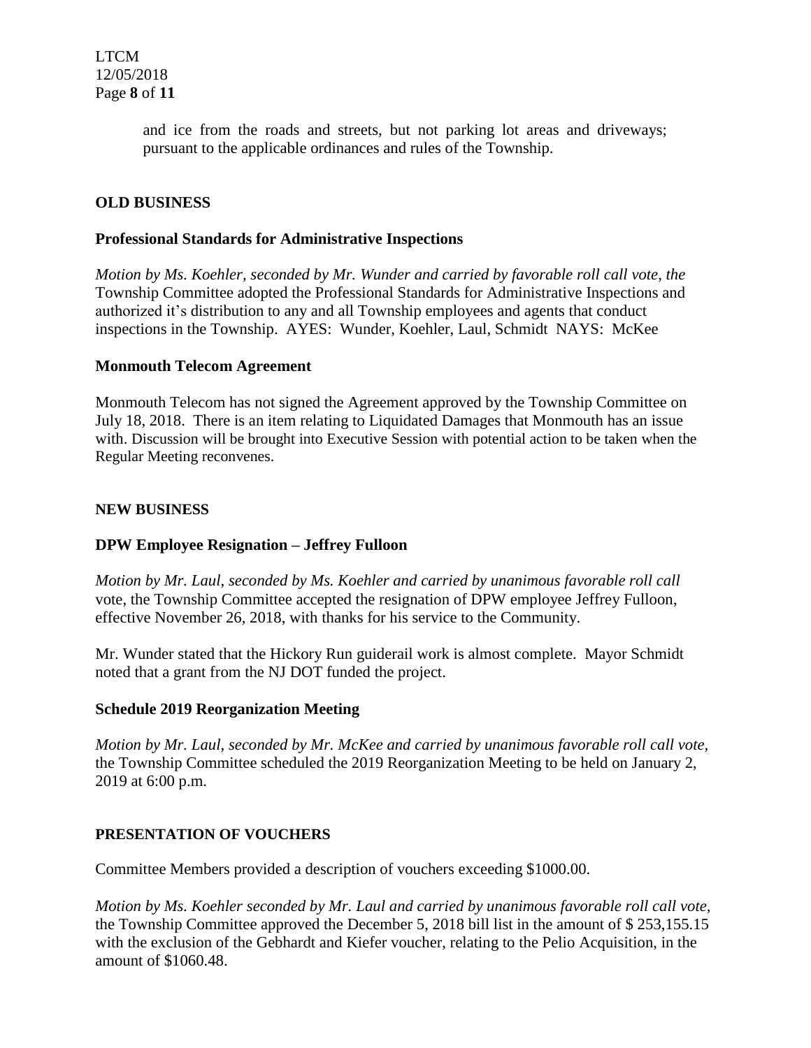and ice from the roads and streets, but not parking lot areas and driveways; pursuant to the applicable ordinances and rules of the Township.

## OLD BUSINESS

### Professional Standards for Administrative Inspections

*Motion by Ms. Koehler, seconded by Mr. Wunder and carried by favorable roll call vote, the* Township Committee adopted the Professional Standards for Administrative Inspections and authorized it's distribution to any and all Township employees and agents that conduct inspections in the Township. AYES: Wunder, Koehler, Laul, Schmidt NAYS: McKee

### Monmouth Telecom Agreement

Monmouth Telecom has not signed the Agreement approved by the Township Committee on July 18, 2018. There is an item relating to Liquidated Damages that Monmouth has an issue with. Discussion will be brought into Executive Session with potential action to be taken when the Regular Meeting reconvenes.

## NEW BUSINESS

### DPW Employee Resignation – Jeffrey Fulloon

*Motion by Mr. Laul, seconded by Ms. Koehler and carried by unanimous favorable roll call* vote, the Township Committee accepted the resignation of DPW employee Jeffrey Fulloon, effective November 26, 2018, with thanks for his service to the Community.

Mr. Wunder stated that the Hickory Run guiderail work is almost complete. Mayor Schmidt noted that a grant from the NJ DOT funded the project.

### Schedule 2019 Reorganization Meeting

*Motion by Mr. Laul, seconded by Mr. McKee and carried by unanimous favorable roll call vote,* the Township Committee scheduled the 2019 Reorganization Meeting to be held on January 2, 2019 at 6:00 p.m.

## PRESENTATION OF VOUCHERS

Committee Members provided a description of vouchers exceeding $1000.00.

*Motion by Ms. Koehler seconded by Mr. Laul and carried by unanimous favorable roll call vote,* the Township Committee approved the December 5, 2018 bill list in the amount of $ 253,155.15 with the exclusion of the Gebhardt and Kiefer voucher, relating to the Pelio Acquisition, in the amount of $1060.48.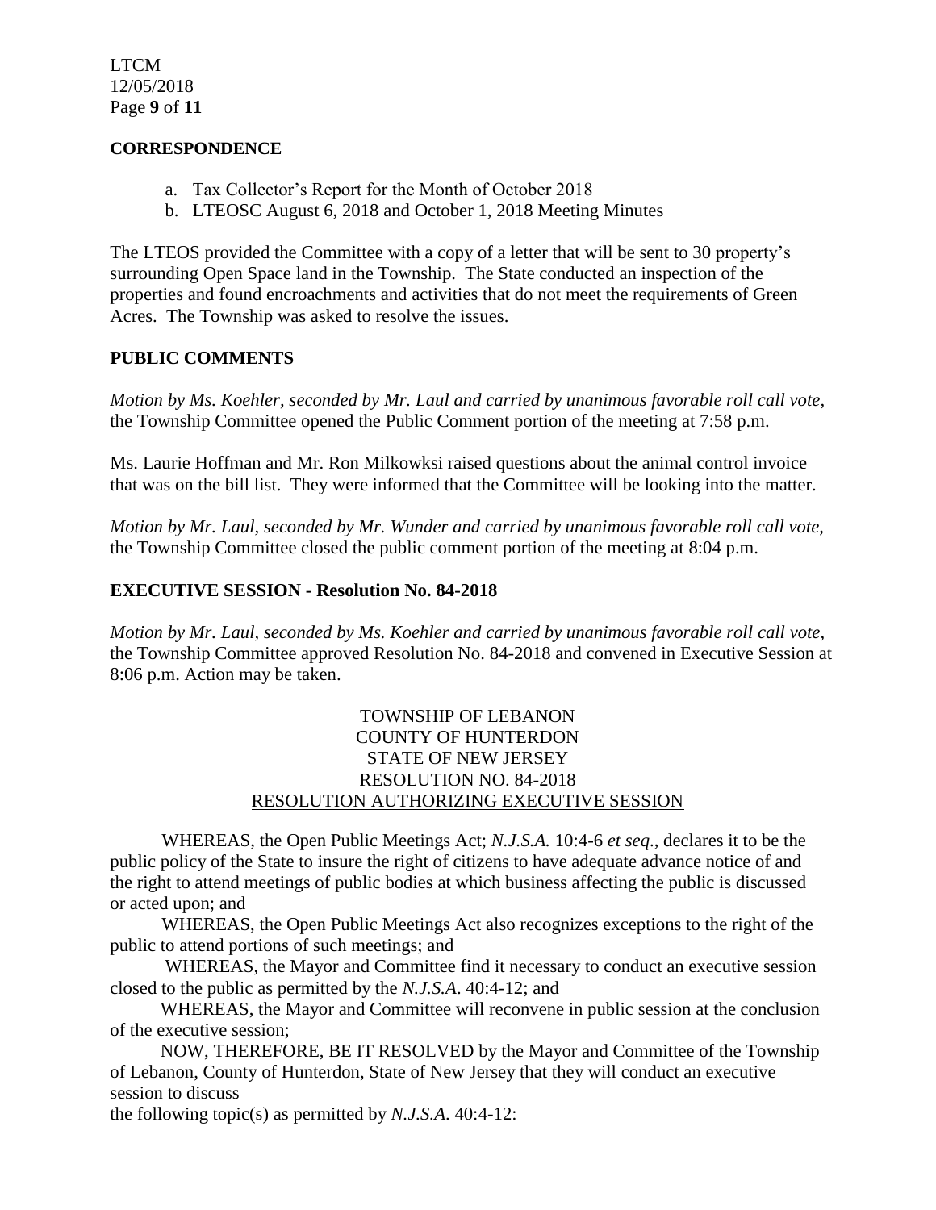**CORRESPONDENCE**

a. Tax Collector's Report for the Month of October 2018
b. LTEOSC August 6, 2018 and October 1, 2018 Meeting Minutes

The LTEOS provided the Committee with a copy of a letter that will be sent to 30 property's surrounding Open Space land in the Township. The State conducted an inspection of the properties and found encroachments and activities that do not meet the requirements of Green Acres. The Township was asked to resolve the issues.

**PUBLIC COMMENTS**

*Motion by Ms. Koehler, seconded by Mr. Laul and carried by unanimous favorable roll call vote,* the Township Committee opened the Public Comment portion of the meeting at 7:58 p.m.

Ms. Laurie Hoffman and Mr. Ron Milkowksi raised questions about the animal control invoice that was on the bill list. They were informed that the Committee will be looking into the matter.

*Motion by Mr. Laul, seconded by Mr. Wunder and carried by unanimous favorable roll call vote,* the Township Committee closed the public comment portion of the meeting at 8:04 p.m.

**EXECUTIVE SESSION - Resolution No. 84-2018**

*Motion by Mr. Laul, seconded by Ms. Koehler and carried by unanimous favorable roll call vote,* the Township Committee approved Resolution No. 84-2018 and convened in Executive Session at 8:06 p.m. Action may be taken.

TOWNSHIP OF LEBANON
COUNTY OF HUNTERDON
STATE OF NEW JERSEY
RESOLUTION NO. 84-2018
RESOLUTION AUTHORIZING EXECUTIVE SESSION

WHEREAS, the Open Public Meetings Act; *N.J.S.A.* 10:4-6 *et seq*., declares it to be the public policy of the State to insure the right of citizens to have adequate advance notice of and the right to attend meetings of public bodies at which business affecting the public is discussed or acted upon; and

WHEREAS, the Open Public Meetings Act also recognizes exceptions to the right of the public to attend portions of such meetings; and

WHEREAS, the Mayor and Committee find it necessary to conduct an executive session closed to the public as permitted by the *N.J.S.A*. 40:4-12; and

WHEREAS, the Mayor and Committee will reconvene in public session at the conclusion of the executive session;

NOW, THEREFORE, BE IT RESOLVED by the Mayor and Committee of the Township of Lebanon, County of Hunterdon, State of New Jersey that they will conduct an executive session to discuss the following topic(s) as permitted by *N.J.S.A*. 40:4-12: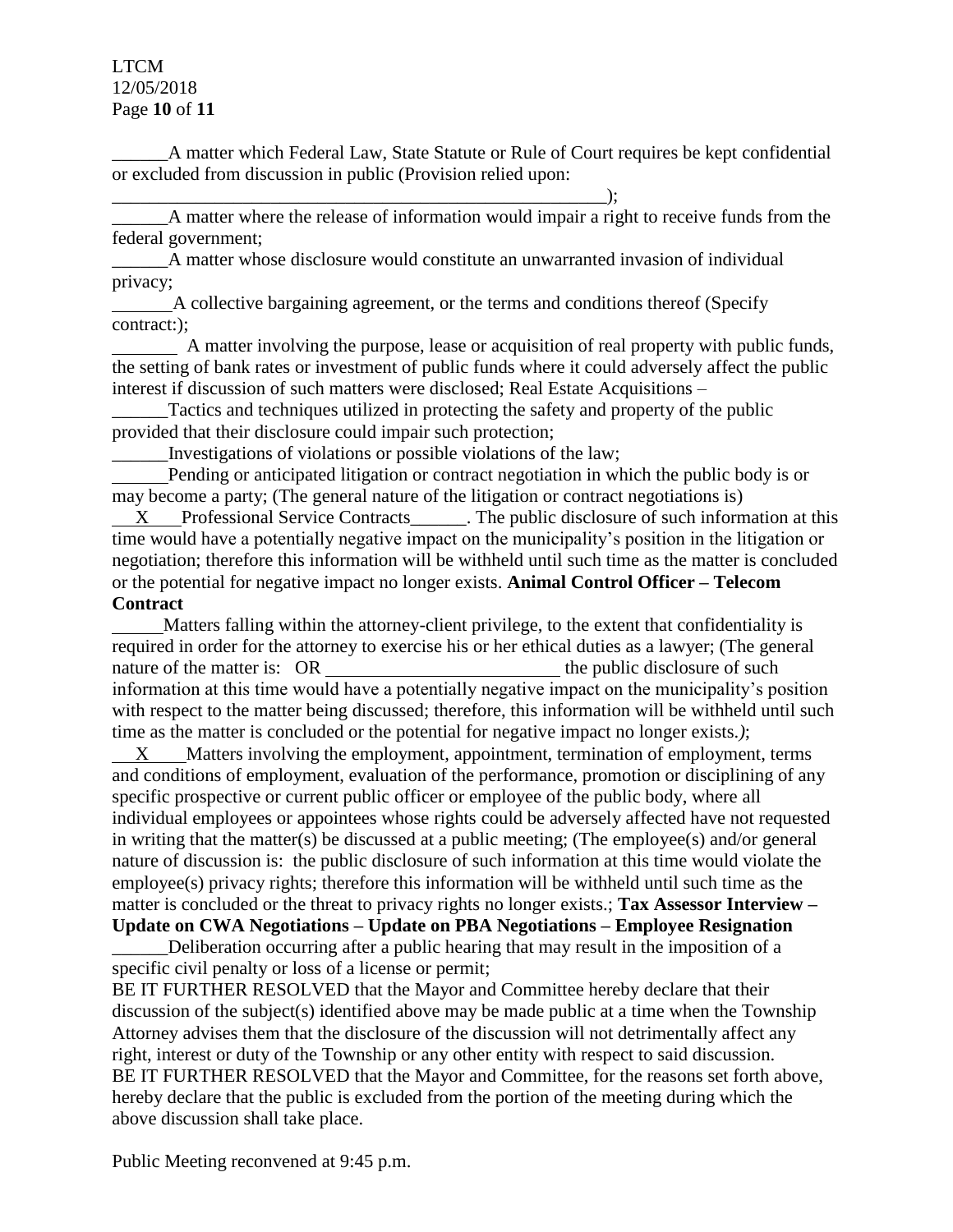______A matter which Federal Law, State Statute or Rule of Court requires be kept confidential or excluded from discussion in public (Provision relied upon: ________________________________________________________);

______A matter where the release of information would impair a right to receive funds from the federal government;

______A matter whose disclosure would constitute an unwarranted invasion of individual privacy;

_______A collective bargaining agreement, or the terms and conditions thereof (Specify contract:);

_______ A matter involving the purpose, lease or acquisition of real property with public funds, the setting of bank rates or investment of public funds where it could adversely affect the public interest if discussion of such matters were disclosed; Real Estate Acquisitions –

______Tactics and techniques utilized in protecting the safety and property of the public provided that their disclosure could impair such protection;

______Investigations of violations or possible violations of the law;

______Pending or anticipated litigation or contract negotiation in which the public body is or may become a party; (The general nature of the litigation or contract negotiations is)

\_\_X\_\_\_Professional Service Contracts______. The public disclosure of such information at this time would have a potentially negative impact on the municipality's position in the litigation or negotiation; therefore this information will be withheld until such time as the matter is concluded or the potential for negative impact no longer exists. **Animal Control Officer – Telecom Contract**

______Matters falling within the attorney-client privilege, to the extent that confidentiality is required in order for the attorney to exercise his or her ethical duties as a lawyer; (The general nature of the matter is: OR _________________________ the public disclosure of such information at this time would have a potentially negative impact on the municipality's position with respect to the matter being discussed; therefore, this information will be withheld until such time as the matter is concluded or the potential for negative impact no longer exists.*)*;

\_\_X\_\_\_\_Matters involving the employment, appointment, termination of employment, terms and conditions of employment, evaluation of the performance, promotion or disciplining of any specific prospective or current public officer or employee of the public body, where all individual employees or appointees whose rights could be adversely affected have not requested in writing that the matter(s) be discussed at a public meeting; (The employee(s) and/or general nature of discussion is: the public disclosure of such information at this time would violate the employee(s) privacy rights; therefore this information will be withheld until such time as the matter is concluded or the threat to privacy rights no longer exists.; **Tax Assessor Interview – Update on CWA Negotiations – Update on PBA Negotiations – Employee Resignation**

______Deliberation occurring after a public hearing that may result in the imposition of a specific civil penalty or loss of a license or permit;

BE IT FURTHER RESOLVED that the Mayor and Committee hereby declare that their discussion of the subject(s) identified above may be made public at a time when the Township Attorney advises them that the disclosure of the discussion will not detrimentally affect any right, interest or duty of the Township or any other entity with respect to said discussion.

BE IT FURTHER RESOLVED that the Mayor and Committee, for the reasons set forth above, hereby declare that the public is excluded from the portion of the meeting during which the above discussion shall take place.

Public Meeting reconvened at 9:45 p.m.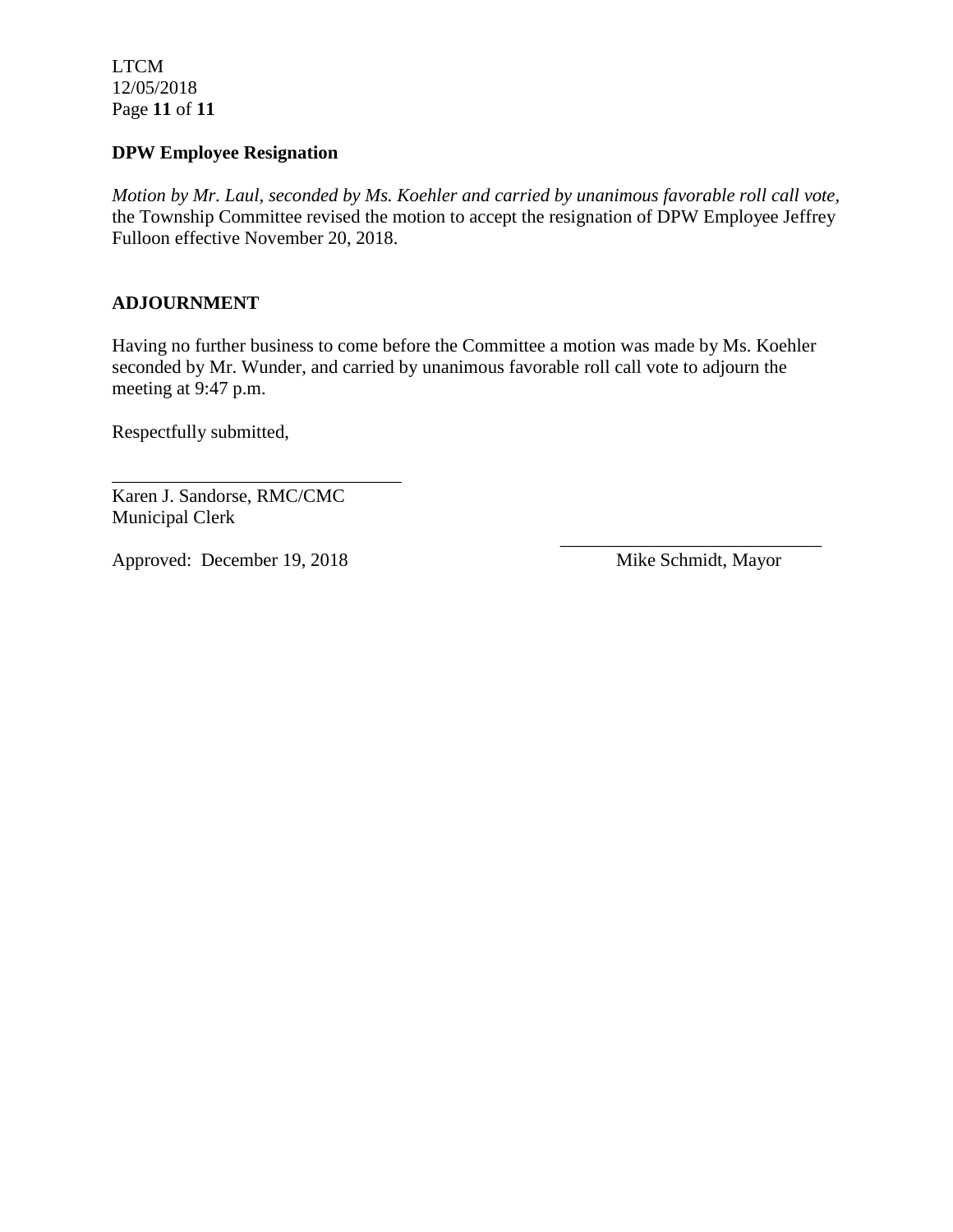**DPW Employee Resignation**

*Motion by Mr. Laul, seconded by Ms. Koehler and carried by unanimous favorable roll call vote,* the Township Committee revised the motion to accept the resignation of DPW Employee Jeffrey Fulloon effective November 20, 2018.

**ADJOURNMENT**

Having no further business to come before the Committee a motion was made by Ms. Koehler seconded by Mr. Wunder, and carried by unanimous favorable roll call vote to adjourn the meeting at 9:47 p.m.

Respectfully submitted,

\_\_\_\_\_\_\_\_\_\_\_\_\_\_\_\_\_\_\_\_\_\_\_\_\_\_\_\_\_\_\_\_
Karen J. Sandorse, RMC/CMC
Municipal Clerk

Approved: December 19, 2018

\_\_\_\_\_\_\_\_\_\_\_\_\_\_\_\_\_\_\_\_\_\_\_\_\_\_\_\_\_\_\_\_
Mike Schmidt, Mayor